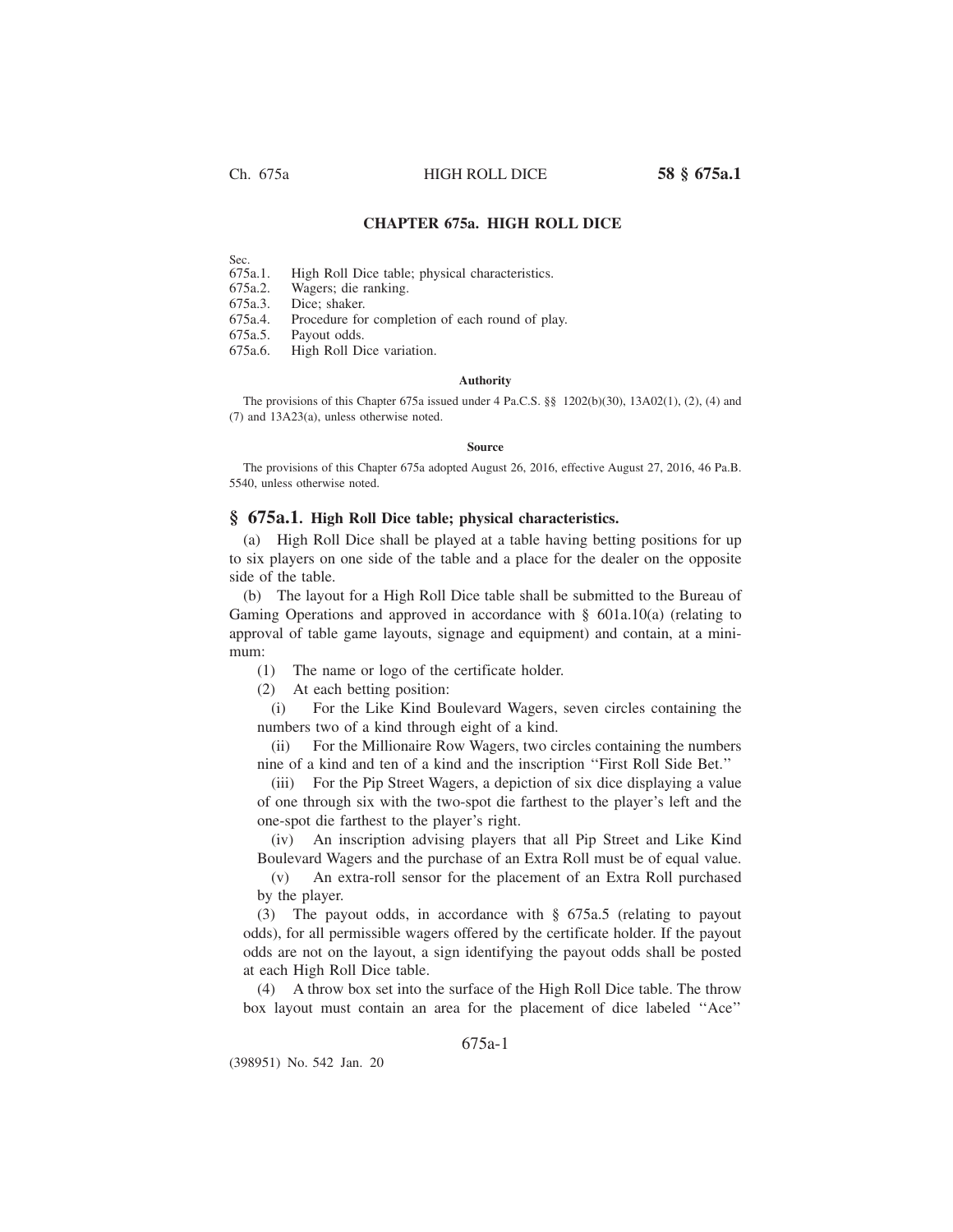# CHAPTER 675a. HIGH ROLL DICE

Sec.
675a.1. High Roll Dice table; physical characteristics.
675a.2. Wagers; die ranking.
675a.3. Dice; shaker.
675a.4. Procedure for completion of each round of play.
675a.5. Payout odds.
675a.6. High Roll Dice variation.

**Authority**

The provisions of this Chapter 675a issued under 4 Pa.C.S. §§ 1202(b)(30), 13A02(1), (2), (4) and (7) and 13A23(a), unless otherwise noted.

**Source**

The provisions of this Chapter 675a adopted August 26, 2016, effective August 27, 2016, 46 Pa.B. 5540, unless otherwise noted.

## § 675a.1. High Roll Dice table; physical characteristics.

(a) High Roll Dice shall be played at a table having betting positions for up to six players on one side of the table and a place for the dealer on the opposite side of the table.

(b) The layout for a High Roll Dice table shall be submitted to the Bureau of Gaming Operations and approved in accordance with § 601a.10(a) (relating to approval of table game layouts, signage and equipment) and contain, at a minimum:

(1) The name or logo of the certificate holder.

(2) At each betting position:

(i) For the Like Kind Boulevard Wagers, seven circles containing the numbers two of a kind through eight of a kind.

(ii) For the Millionaire Row Wagers, two circles containing the numbers nine of a kind and ten of a kind and the inscription ''First Roll Side Bet.''

(iii) For the Pip Street Wagers, a depiction of six dice displaying a value of one through six with the two-spot die farthest to the player's left and the one-spot die farthest to the player's right.

(iv) An inscription advising players that all Pip Street and Like Kind Boulevard Wagers and the purchase of an Extra Roll must be of equal value.

(v) An extra-roll sensor for the placement of an Extra Roll purchased by the player.

(3) The payout odds, in accordance with § 675a.5 (relating to payout odds), for all permissible wagers offered by the certificate holder. If the payout odds are not on the layout, a sign identifying the payout odds shall be posted at each High Roll Dice table.

(4) A throw box set into the surface of the High Roll Dice table. The throw box layout must contain an area for the placement of dice labeled ''Ace''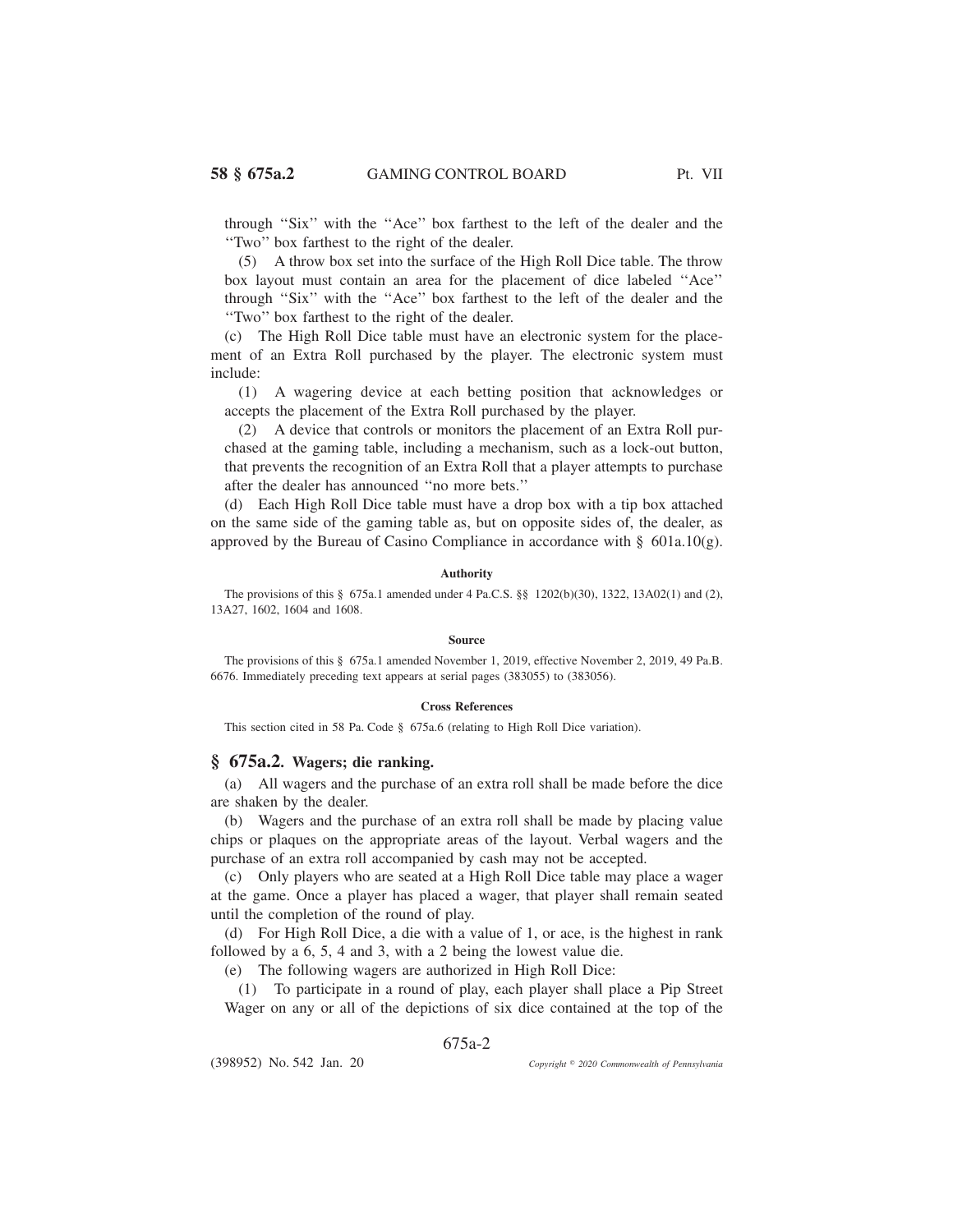through ''Six'' with the ''Ace'' box farthest to the left of the dealer and the ''Two'' box farthest to the right of the dealer.

(5) A throw box set into the surface of the High Roll Dice table. The throw box layout must contain an area for the placement of dice labeled ''Ace'' through ''Six'' with the ''Ace'' box farthest to the left of the dealer and the ''Two'' box farthest to the right of the dealer.

(c) The High Roll Dice table must have an electronic system for the placement of an Extra Roll purchased by the player. The electronic system must include:

(1) A wagering device at each betting position that acknowledges or accepts the placement of the Extra Roll purchased by the player.

(2) A device that controls or monitors the placement of an Extra Roll purchased at the gaming table, including a mechanism, such as a lock-out button, that prevents the recognition of an Extra Roll that a player attempts to purchase after the dealer has announced ''no more bets.''

(d) Each High Roll Dice table must have a drop box with a tip box attached on the same side of the gaming table as, but on opposite sides of, the dealer, as approved by the Bureau of Casino Compliance in accordance with § 601a.10(g).

#### Authority

The provisions of this § 675a.1 amended under 4 Pa.C.S. §§ 1202(b)(30), 1322, 13A02(1) and (2), 13A27, 1602, 1604 and 1608.

#### Source

The provisions of this § 675a.1 amended November 1, 2019, effective November 2, 2019, 49 Pa.B. 6676. Immediately preceding text appears at serial pages (383055) to (383056).

#### Cross References

This section cited in 58 Pa. Code § 675a.6 (relating to High Roll Dice variation).

## § 675a.2. Wagers; die ranking.

(a) All wagers and the purchase of an extra roll shall be made before the dice are shaken by the dealer.

(b) Wagers and the purchase of an extra roll shall be made by placing value chips or plaques on the appropriate areas of the layout. Verbal wagers and the purchase of an extra roll accompanied by cash may not be accepted.

(c) Only players who are seated at a High Roll Dice table may place a wager at the game. Once a player has placed a wager, that player shall remain seated until the completion of the round of play.

(d) For High Roll Dice, a die with a value of 1, or ace, is the highest in rank followed by a 6, 5, 4 and 3, with a 2 being the lowest value die.

(e) The following wagers are authorized in High Roll Dice:

(1) To participate in a round of play, each player shall place a Pip Street Wager on any or all of the depictions of six dice contained at the top of the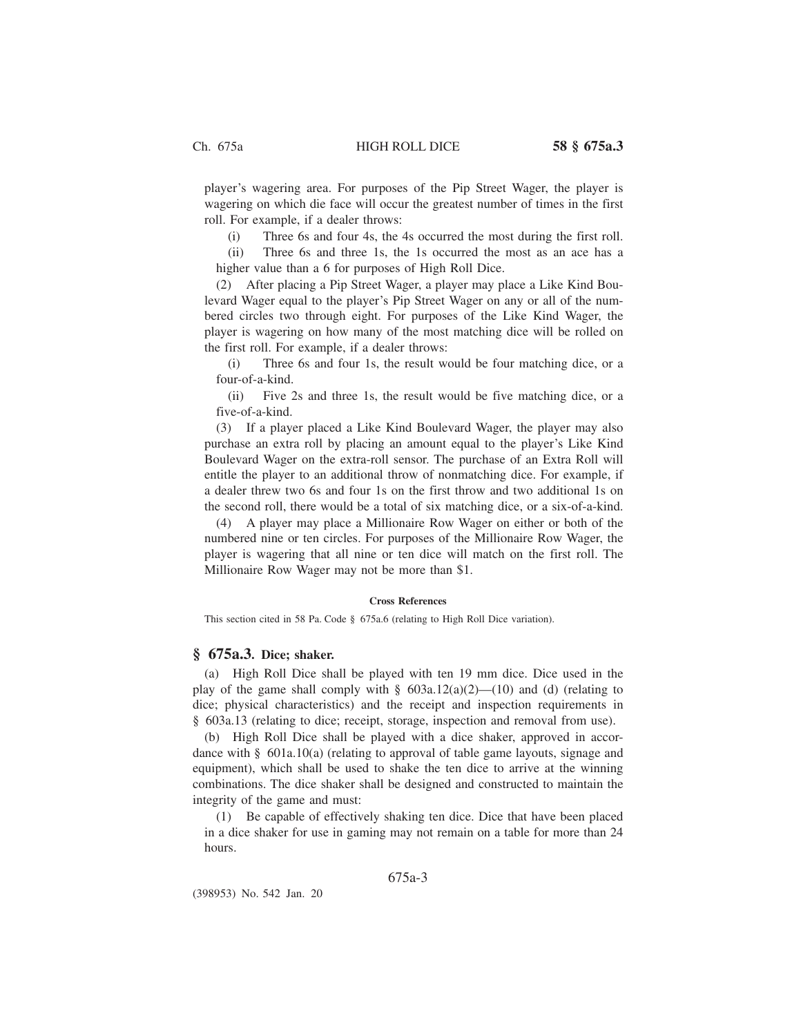player's wagering area. For purposes of the Pip Street Wager, the player is wagering on which die face will occur the greatest number of times in the first roll. For example, if a dealer throws:

(i) Three 6s and four 4s, the 4s occurred the most during the first roll.

(ii) Three 6s and three 1s, the 1s occurred the most as an ace has a higher value than a 6 for purposes of High Roll Dice.

(2) After placing a Pip Street Wager, a player may place a Like Kind Boulevard Wager equal to the player's Pip Street Wager on any or all of the numbered circles two through eight. For purposes of the Like Kind Wager, the player is wagering on how many of the most matching dice will be rolled on the first roll. For example, if a dealer throws:

(i) Three 6s and four 1s, the result would be four matching dice, or a four-of-a-kind.

(ii) Five 2s and three 1s, the result would be five matching dice, or a five-of-a-kind.

(3) If a player placed a Like Kind Boulevard Wager, the player may also purchase an extra roll by placing an amount equal to the player's Like Kind Boulevard Wager on the extra-roll sensor. The purchase of an Extra Roll will entitle the player to an additional throw of nonmatching dice. For example, if a dealer threw two 6s and four 1s on the first throw and two additional 1s on the second roll, there would be a total of six matching dice, or a six-of-a-kind.

(4) A player may place a Millionaire Row Wager on either or both of the numbered nine or ten circles. For purposes of the Millionaire Row Wager, the player is wagering that all nine or ten dice will match on the first roll. The Millionaire Row Wager may not be more than $1.

**Cross References**

This section cited in 58 Pa. Code § 675a.6 (relating to High Roll Dice variation).

## § 675a.3. Dice; shaker.

(a) High Roll Dice shall be played with ten 19 mm dice. Dice used in the play of the game shall comply with § 603a.12(a)(2)—(10) and (d) (relating to dice; physical characteristics) and the receipt and inspection requirements in § 603a.13 (relating to dice; receipt, storage, inspection and removal from use).

(b) High Roll Dice shall be played with a dice shaker, approved in accordance with § 601a.10(a) (relating to approval of table game layouts, signage and equipment), which shall be used to shake the ten dice to arrive at the winning combinations. The dice shaker shall be designed and constructed to maintain the integrity of the game and must:

(1) Be capable of effectively shaking ten dice. Dice that have been placed in a dice shaker for use in gaming may not remain on a table for more than 24 hours.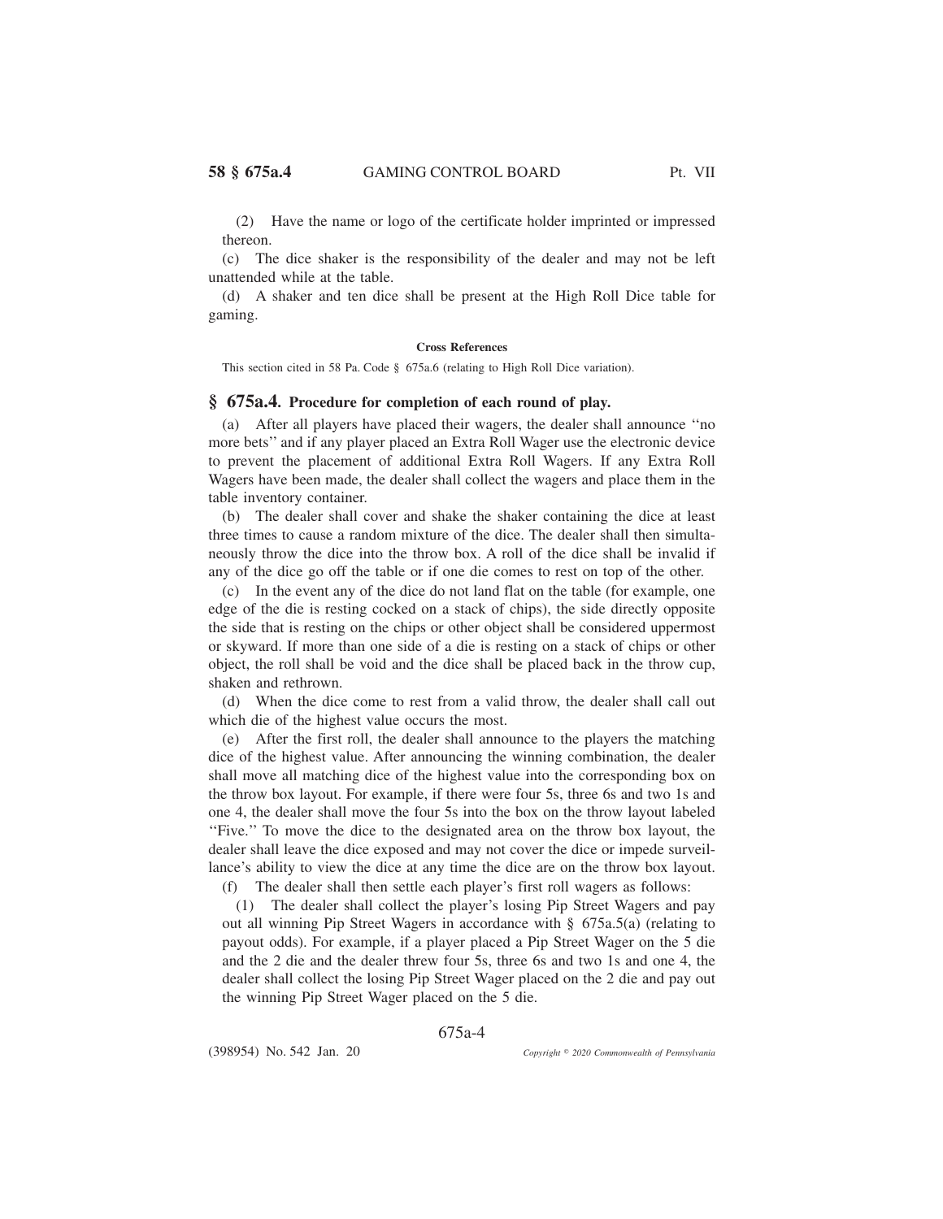(2) Have the name or logo of the certificate holder imprinted or impressed thereon.

(c) The dice shaker is the responsibility of the dealer and may not be left unattended while at the table.

(d) A shaker and ten dice shall be present at the High Roll Dice table for gaming.

#### Cross References

This section cited in 58 Pa. Code § 675a.6 (relating to High Roll Dice variation).

## § 675a.4. Procedure for completion of each round of play.

(a) After all players have placed their wagers, the dealer shall announce ''no more bets'' and if any player placed an Extra Roll Wager use the electronic device to prevent the placement of additional Extra Roll Wagers. If any Extra Roll Wagers have been made, the dealer shall collect the wagers and place them in the table inventory container.

(b) The dealer shall cover and shake the shaker containing the dice at least three times to cause a random mixture of the dice. The dealer shall then simultaneously throw the dice into the throw box. A roll of the dice shall be invalid if any of the dice go off the table or if one die comes to rest on top of the other.

(c) In the event any of the dice do not land flat on the table (for example, one edge of the die is resting cocked on a stack of chips), the side directly opposite the side that is resting on the chips or other object shall be considered uppermost or skyward. If more than one side of a die is resting on a stack of chips or other object, the roll shall be void and the dice shall be placed back in the throw cup, shaken and rethrown.

(d) When the dice come to rest from a valid throw, the dealer shall call out which die of the highest value occurs the most.

(e) After the first roll, the dealer shall announce to the players the matching dice of the highest value. After announcing the winning combination, the dealer shall move all matching dice of the highest value into the corresponding box on the throw box layout. For example, if there were four 5s, three 6s and two 1s and one 4, the dealer shall move the four 5s into the box on the throw layout labeled ''Five.'' To move the dice to the designated area on the throw box layout, the dealer shall leave the dice exposed and may not cover the dice or impede surveillance's ability to view the dice at any time the dice are on the throw box layout.

(f) The dealer shall then settle each player's first roll wagers as follows:

(1) The dealer shall collect the player's losing Pip Street Wagers and pay out all winning Pip Street Wagers in accordance with § 675a.5(a) (relating to payout odds). For example, if a player placed a Pip Street Wager on the 5 die and the 2 die and the dealer threw four 5s, three 6s and two 1s and one 4, the dealer shall collect the losing Pip Street Wager placed on the 2 die and pay out the winning Pip Street Wager placed on the 5 die.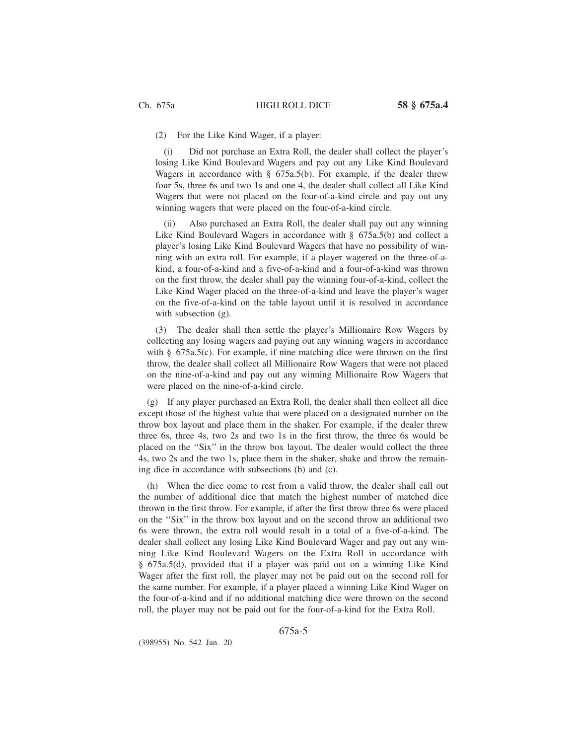(2) For the Like Kind Wager, if a player:

(i) Did not purchase an Extra Roll, the dealer shall collect the player's losing Like Kind Boulevard Wagers and pay out any Like Kind Boulevard Wagers in accordance with § 675a.5(b). For example, if the dealer threw four 5s, three 6s and two 1s and one 4, the dealer shall collect all Like Kind Wagers that were not placed on the four-of-a-kind circle and pay out any winning wagers that were placed on the four-of-a-kind circle.

(ii) Also purchased an Extra Roll, the dealer shall pay out any winning Like Kind Boulevard Wagers in accordance with § 675a.5(b) and collect a player's losing Like Kind Boulevard Wagers that have no possibility of winning with an extra roll. For example, if a player wagered on the three-of-a-kind, a four-of-a-kind and a five-of-a-kind and a four-of-a-kind was thrown on the first throw, the dealer shall pay the winning four-of-a-kind, collect the Like Kind Wager placed on the three-of-a-kind and leave the player's wager on the five-of-a-kind on the table layout until it is resolved in accordance with subsection (g).

(3) The dealer shall then settle the player's Millionaire Row Wagers by collecting any losing wagers and paying out any winning wagers in accordance with § 675a.5(c). For example, if nine matching dice were thrown on the first throw, the dealer shall collect all Millionaire Row Wagers that were not placed on the nine-of-a-kind and pay out any winning Millionaire Row Wagers that were placed on the nine-of-a-kind circle.

(g) If any player purchased an Extra Roll, the dealer shall then collect all dice except those of the highest value that were placed on a designated number on the throw box layout and place them in the shaker. For example, if the dealer threw three 6s, three 4s, two 2s and two 1s in the first throw, the three 6s would be placed on the ''Six'' in the throw box layout. The dealer would collect the three 4s, two 2s and the two 1s, place them in the shaker, shake and throw the remaining dice in accordance with subsections (b) and (c).

(h) When the dice come to rest from a valid throw, the dealer shall call out the number of additional dice that match the highest number of matched dice thrown in the first throw. For example, if after the first throw three 6s were placed on the ''Six'' in the throw box layout and on the second throw an additional two 6s were thrown, the extra roll would result in a total of a five-of-a-kind. The dealer shall collect any losing Like Kind Boulevard Wager and pay out any winning Like Kind Boulevard Wagers on the Extra Roll in accordance with § 675a.5(d), provided that if a player was paid out on a winning Like Kind Wager after the first roll, the player may not be paid out on the second roll for the same number. For example, if a player placed a winning Like Kind Wager on the four-of-a-kind and if no additional matching dice were thrown on the second roll, the player may not be paid out for the four-of-a-kind for the Extra Roll.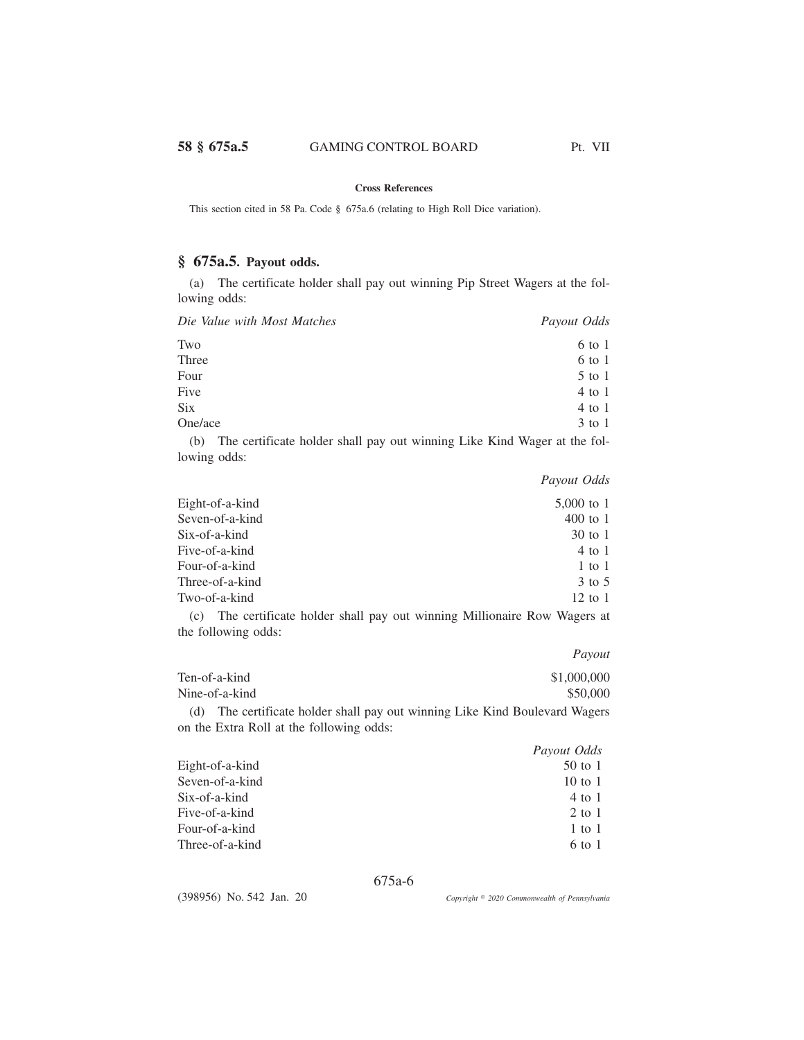**Cross References**

This section cited in 58 Pa. Code § 675a.6 (relating to High Roll Dice variation).

## § 675a.5. Payout odds.

(a) The certificate holder shall pay out winning Pip Street Wagers at the following odds:

| *Die Value with Most Matches* | *Payout Odds* |
|---|---|
| Two | 6 to 1 |
| Three | 6 to 1 |
| Four | 5 to 1 |
| Five | 4 to 1 |
| Six | 4 to 1 |
| One/ace | 3 to 1 |

(b) The certificate holder shall pay out winning Like Kind Wager at the following odds:

| | *Payout Odds* |
|---|---|
| Eight-of-a-kind | 5,000 to 1 |
| Seven-of-a-kind | 400 to 1 |
| Six-of-a-kind | 30 to 1 |
| Five-of-a-kind | 4 to 1 |
| Four-of-a-kind | 1 to 1 |
| Three-of-a-kind | 3 to 5 |
| Two-of-a-kind | 12 to 1 |

(c) The certificate holder shall pay out winning Millionaire Row Wagers at the following odds:

| | *Payout* |
|---|---|
| Ten-of-a-kind | $1,000,000 |
| Nine-of-a-kind | $50,000 |

(d) The certificate holder shall pay out winning Like Kind Boulevard Wagers on the Extra Roll at the following odds:

| | *Payout Odds* |
|---|---|
| Eight-of-a-kind | 50 to 1 |
| Seven-of-a-kind | 10 to 1 |
| Six-of-a-kind | 4 to 1 |
| Five-of-a-kind | 2 to 1 |
| Four-of-a-kind | 1 to 1 |
| Three-of-a-kind | 6 to 1 |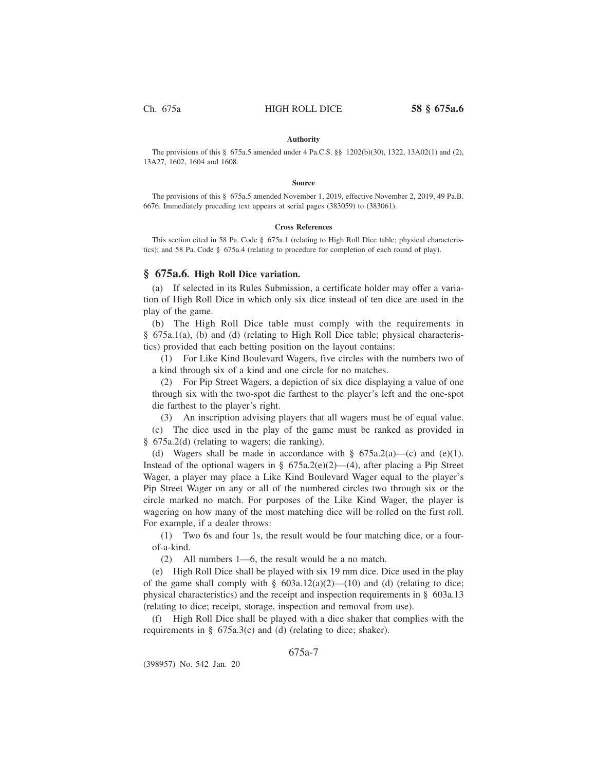**Authority**

The provisions of this § 675a.5 amended under 4 Pa.C.S. §§ 1202(b)(30), 1322, 13A02(1) and (2), 13A27, 1602, 1604 and 1608.

**Source**

The provisions of this § 675a.5 amended November 1, 2019, effective November 2, 2019, 49 Pa.B. 6676. Immediately preceding text appears at serial pages (383059) to (383061).

**Cross References**

This section cited in 58 Pa. Code § 675a.1 (relating to High Roll Dice table; physical characteristics); and 58 Pa. Code § 675a.4 (relating to procedure for completion of each round of play).

## § 675a.6. High Roll Dice variation.

(a) If selected in its Rules Submission, a certificate holder may offer a variation of High Roll Dice in which only six dice instead of ten dice are used in the play of the game.

(b) The High Roll Dice table must comply with the requirements in § 675a.1(a), (b) and (d) (relating to High Roll Dice table; physical characteristics) provided that each betting position on the layout contains:

(1) For Like Kind Boulevard Wagers, five circles with the numbers two of a kind through six of a kind and one circle for no matches.

(2) For Pip Street Wagers, a depiction of six dice displaying a value of one through six with the two-spot die farthest to the player's left and the one-spot die farthest to the player's right.

(3) An inscription advising players that all wagers must be of equal value.

(c) The dice used in the play of the game must be ranked as provided in § 675a.2(d) (relating to wagers; die ranking).

(d) Wagers shall be made in accordance with § 675a.2(a)—(c) and (e)(1). Instead of the optional wagers in § 675a.2(e)(2)—(4), after placing a Pip Street Wager, a player may place a Like Kind Boulevard Wager equal to the player's Pip Street Wager on any or all of the numbered circles two through six or the circle marked no match. For purposes of the Like Kind Wager, the player is wagering on how many of the most matching dice will be rolled on the first roll. For example, if a dealer throws:

(1) Two 6s and four 1s, the result would be four matching dice, or a four-of-a-kind.

(2) All numbers 1—6, the result would be a no match.

(e) High Roll Dice shall be played with six 19 mm dice. Dice used in the play of the game shall comply with § 603a.12(a)(2)—(10) and (d) (relating to dice; physical characteristics) and the receipt and inspection requirements in § 603a.13 (relating to dice; receipt, storage, inspection and removal from use).

(f) High Roll Dice shall be played with a dice shaker that complies with the requirements in § 675a.3(c) and (d) (relating to dice; shaker).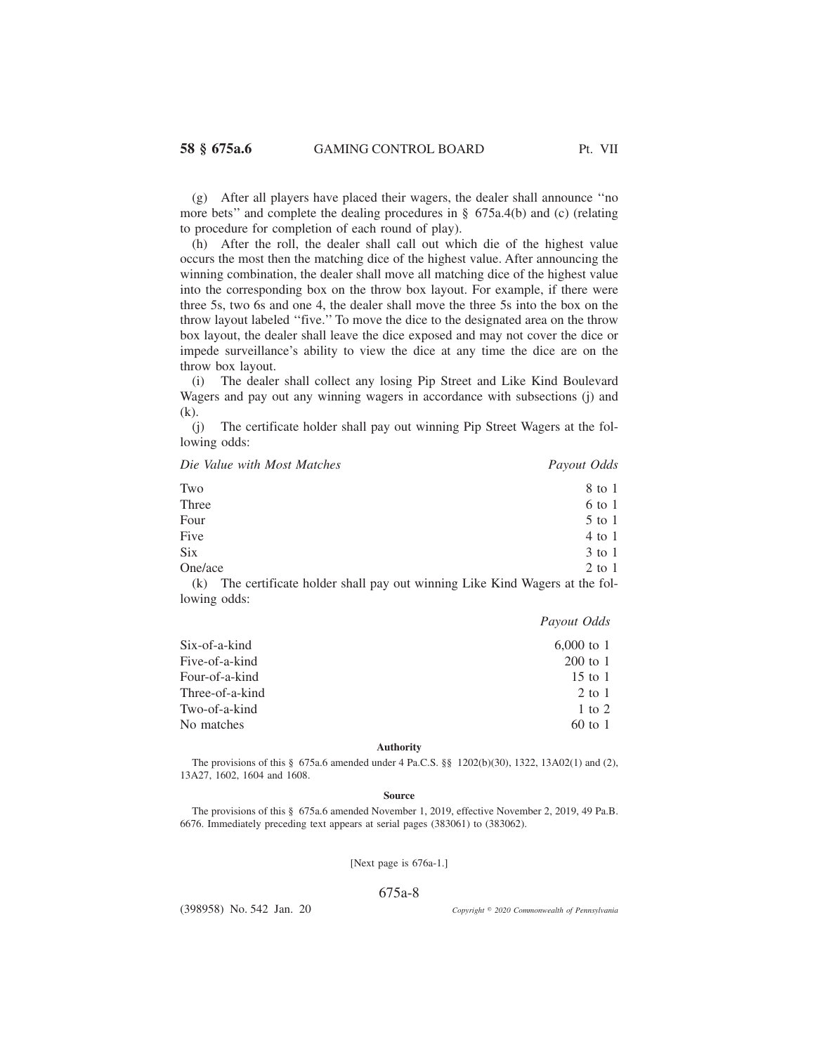(g) After all players have placed their wagers, the dealer shall announce ''no more bets'' and complete the dealing procedures in § 675a.4(b) and (c) (relating to procedure for completion of each round of play).

(h) After the roll, the dealer shall call out which die of the highest value occurs the most then the matching dice of the highest value. After announcing the winning combination, the dealer shall move all matching dice of the highest value into the corresponding box on the throw box layout. For example, if there were three 5s, two 6s and one 4, the dealer shall move the three 5s into the box on the throw layout labeled ''five.'' To move the dice to the designated area on the throw box layout, the dealer shall leave the dice exposed and may not cover the dice or impede surveillance's ability to view the dice at any time the dice are on the throw box layout.

(i) The dealer shall collect any losing Pip Street and Like Kind Boulevard Wagers and pay out any winning wagers in accordance with subsections (j) and (k).

(j) The certificate holder shall pay out winning Pip Street Wagers at the following odds:

| *Die Value with Most Matches* | *Payout Odds* |
|---|---|
| Two | 8 to 1 |
| Three | 6 to 1 |
| Four | 5 to 1 |
| Five | 4 to 1 |
| Six | 3 to 1 |
| One/ace | 2 to 1 |

(k) The certificate holder shall pay out winning Like Kind Wagers at the following odds:

| | *Payout Odds* |
|---|---|
| Six-of-a-kind | 6,000 to 1 |
| Five-of-a-kind | 200 to 1 |
| Four-of-a-kind | 15 to 1 |
| Three-of-a-kind | 2 to 1 |
| Two-of-a-kind | 1 to 2 |
| No matches | 60 to 1 |

**Authority**

The provisions of this § 675a.6 amended under 4 Pa.C.S. §§ 1202(b)(30), 1322, 13A02(1) and (2), 13A27, 1602, 1604 and 1608.

**Source**

The provisions of this § 675a.6 amended November 1, 2019, effective November 2, 2019, 49 Pa.B. 6676. Immediately preceding text appears at serial pages (383061) to (383062).

[Next page is 676a-1.]